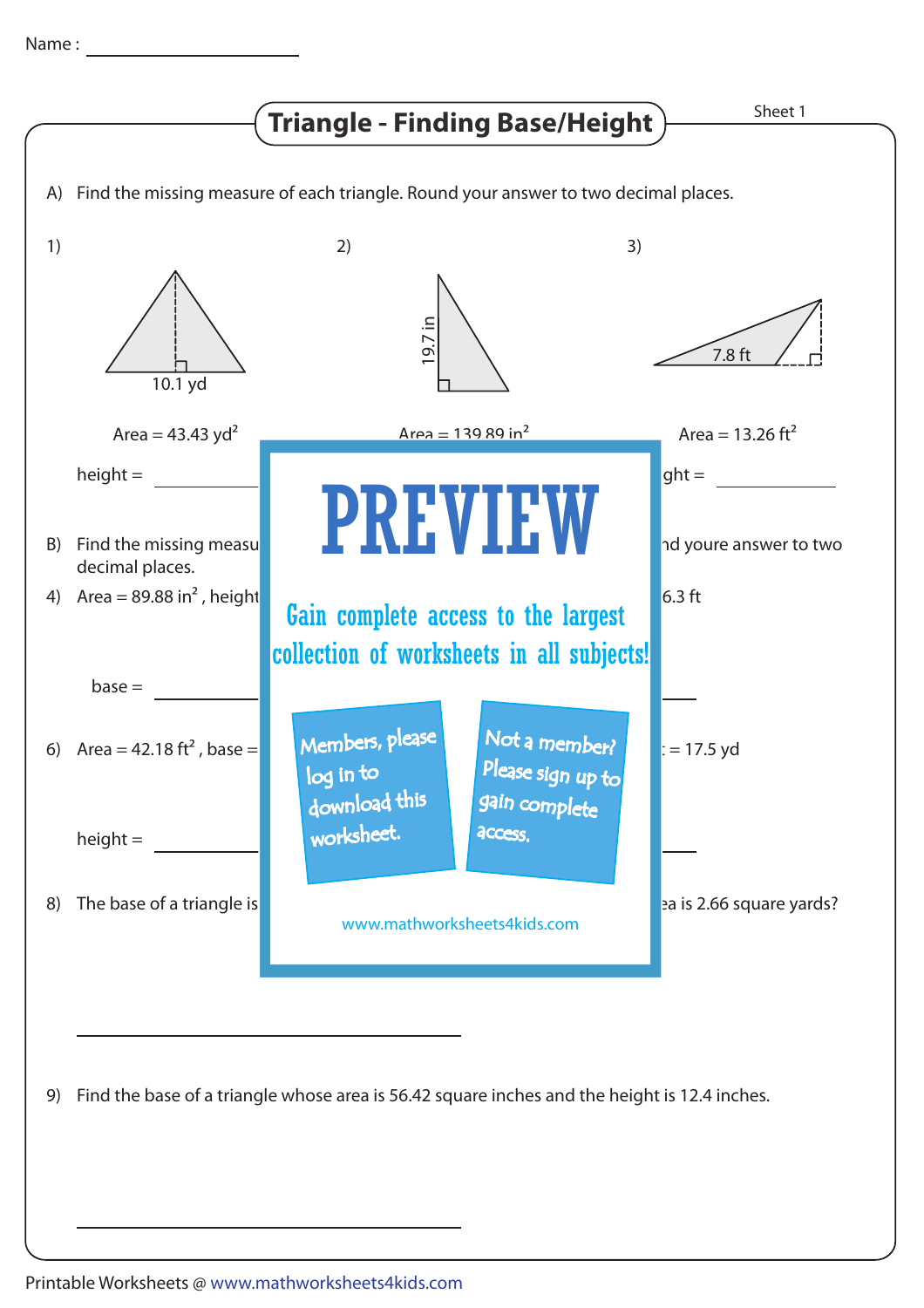Name : ____________________

# Triangle - Finding Base/Height

Sheet 1

A) Find the missing measure of each triangle. Round your answer to two decimal places.

1)

10.1 yd

Area = 43.43 $yd^2$

height = __________

2)

19.7 in

Area = 139.89 $in^2$

3)

7.8 ft

Area = 13.26 $ft^2$

ght = __________

B) Find the missing measu nd youre answer to two decimal places.

4) Area = 89.88 $in^2$ , height 6.3 ft

base = __________

6) Area = 42.18 $ft^2$ , base = = 17.5 yd

height = __________

8) The base of a triangle is ea is 2.66 square yards?

______________________________

9) Find the base of a triangle whose area is 56.42 square inches and the height is 12.4 inches.

______________________________

PREVIEW

Gain complete access to the largest collection of worksheets in all subjects!

Members, please log in to download this worksheet.

Not a member? Please sign up to gain complete access.

www.mathworksheets4kids.com

Printable Worksheets @ www.mathworksheets4kids.com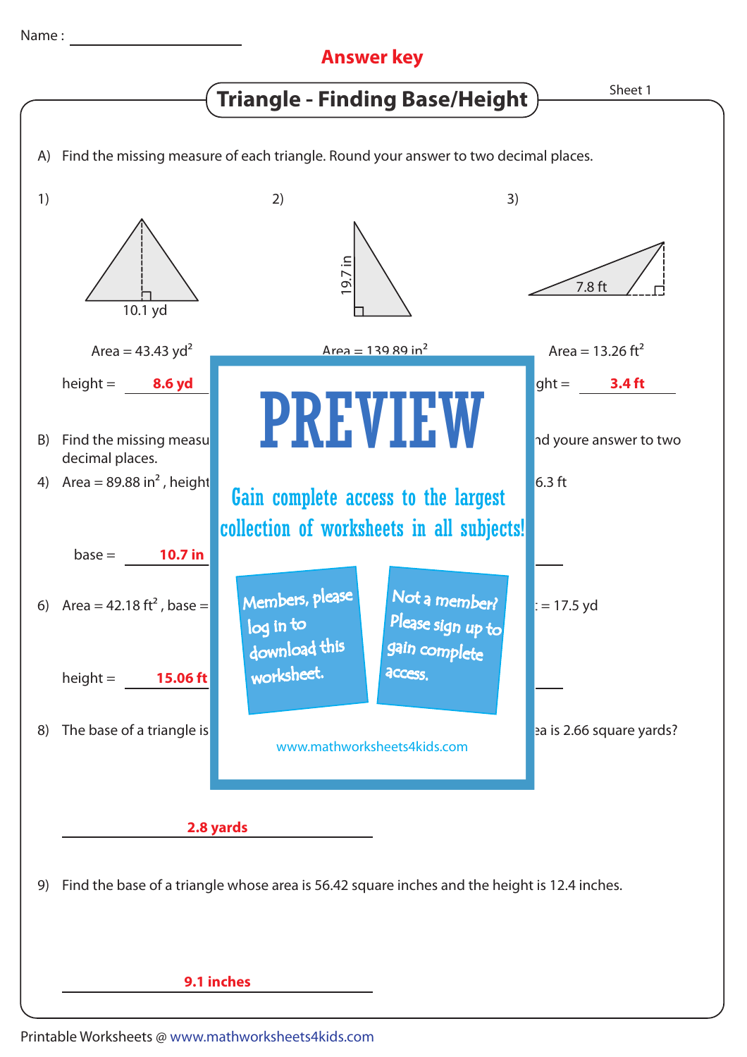Name : ____________________

**Answer key**

# Triangle - Finding Base/Height

Sheet 1

A) Find the missing measure of each triangle. Round your answer to two decimal places.

1)

10.1 yd

Area = 43.43 $yd^2$

height = **8.6 yd**

2)

19.7 in

Area = 139.89 $in^2$

3)

7.8 ft

Area = 13.26 $ft^2$

ght = **3.4 ft**

B) Find the missing measu nd youre answer to two decimal places.

4) Area = 89.88 $in^2$ , height 6.3 ft

base = **10.7 in**

6) Area = 42.18 $ft^2$ , base = = 17.5 yd

height = **15.06 ft**

8) The base of a triangle is ea is 2.66 square yards?

**2.8 yards**

9) Find the base of a triangle whose area is 56.42 square inches and the height is 12.4 inches.

**9.1 inches**

PREVIEW

Gain complete access to the largest collection of worksheets in all subjects!

Members, please log in to download this worksheet.

Not a member? Please sign up to gain complete access.

www.mathworksheets4kids.com

Printable Worksheets @ www.mathworksheets4kids.com